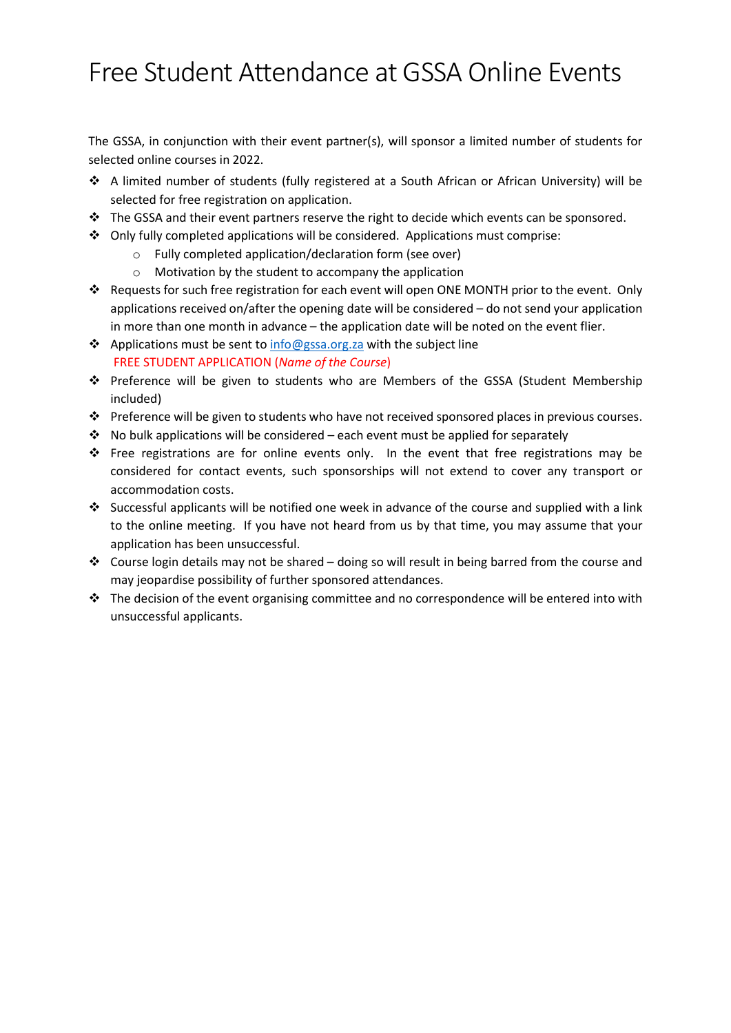# Free Student Attendance at GSSA Online Events

The GSSA, in conjunction with their event partner(s), will sponsor a limited number of students for selected online courses in 2022.

- A limited number of students (fully registered at a South African or African University) will be selected for free registration on application.
- The GSSA and their event partners reserve the right to decide which events can be sponsored.
- Only fully completed applications will be considered. Applications must comprise:
    - Fully completed application/declaration form (see over)
    - Motivation by the student to accompany the application
- Requests for such free registration for each event will open ONE MONTH prior to the event. Only applications received on/after the opening date will be considered – do not send your application in more than one month in advance – the application date will be noted on the event flier.
- Applications must be sent to info@gssa.org.za with the subject line
  FREE STUDENT APPLICATION (*Name of the Course*)
- Preference will be given to students who are Members of the GSSA (Student Membership included)
- Preference will be given to students who have not received sponsored places in previous courses.
- No bulk applications will be considered – each event must be applied for separately
- Free registrations are for online events only. In the event that free registrations may be considered for contact events, such sponsorships will not extend to cover any transport or accommodation costs.
- Successful applicants will be notified one week in advance of the course and supplied with a link to the online meeting. If you have not heard from us by that time, you may assume that your application has been unsuccessful.
- Course login details may not be shared – doing so will result in being barred from the course and may jeopardise possibility of further sponsored attendances.
- The decision of the event organising committee and no correspondence will be entered into with unsuccessful applicants.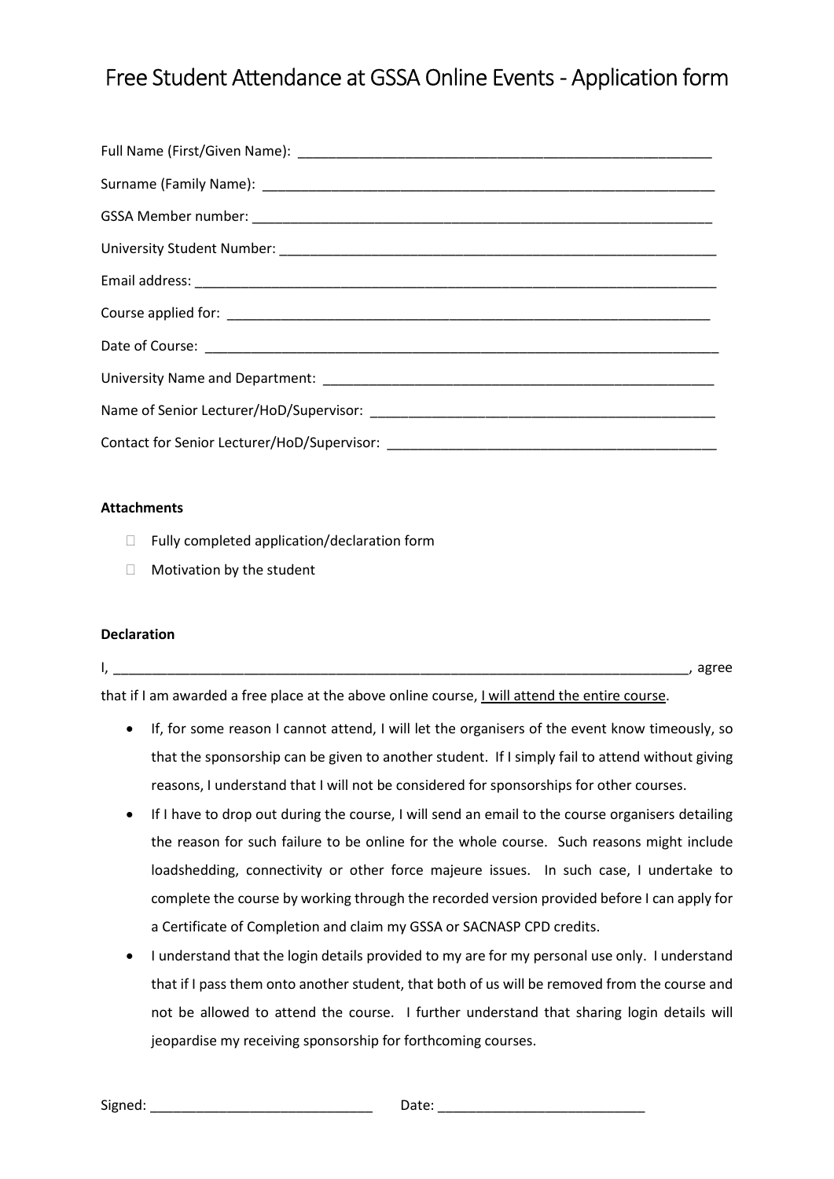# Free Student Attendance at GSSA Online Events - Application form

Full Name (First/Given Name): ________________________________________________________

Surname (Family Name): ______________________________________________________________

GSSA Member number: ________________________________________________________________

University Student Number: ___________________________________________________________

Email address: _____________________________________________________________________

Course applied for: _________________________________________________________________

Date of Course: ____________________________________________________________________

University Name and Department: _____________________________________________________

Name of Senior Lecturer/HoD/Supervisor: _______________________________________________

Contact for Senior Lecturer/HoD/Supervisor: ____________________________________________

**Attachments**

- ☐ Fully completed application/declaration form
- ☐ Motivation by the student

**Declaration**

I, ______________________________________________________________________________, agree that if I am awarded a free place at the above online course, <u>I will attend the entire course</u>.

- If, for some reason I cannot attend, I will let the organisers of the event know timeously, so that the sponsorship can be given to another student. If I simply fail to attend without giving reasons, I understand that I will not be considered for sponsorships for other courses.
- If I have to drop out during the course, I will send an email to the course organisers detailing the reason for such failure to be online for the whole course. Such reasons might include loadshedding, connectivity or other force majeure issues. In such case, I undertake to complete the course by working through the recorded version provided before I can apply for a Certificate of Completion and claim my GSSA or SACNASP CPD credits.
- I understand that the login details provided to my are for my personal use only. I understand that if I pass them onto another student, that both of us will be removed from the course and not be allowed to attend the course. I further understand that sharing login details will jeopardise my receiving sponsorship for forthcoming courses.

Signed: _____________________________ Date: ___________________________